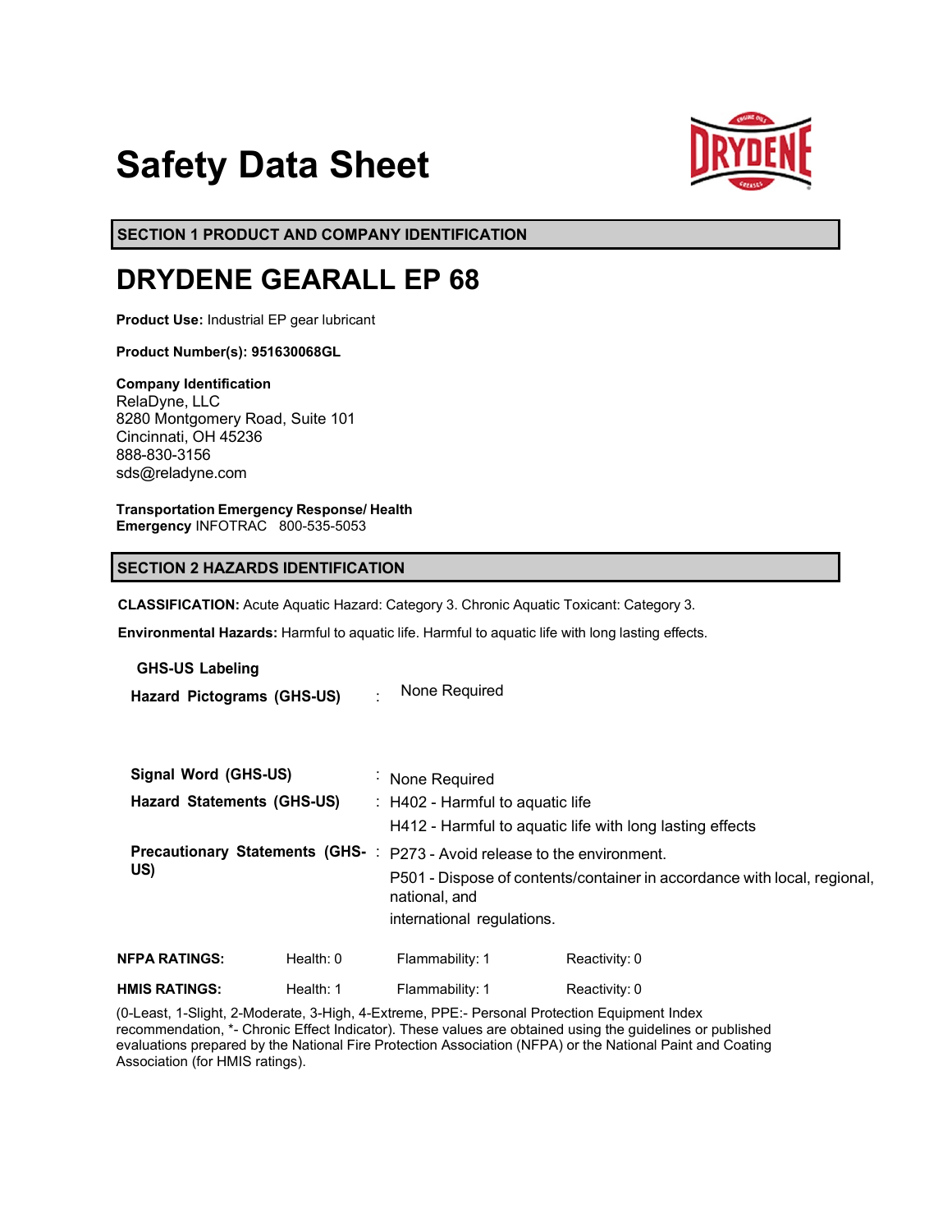# Safety Data Sheet

## SECTION 1 PRODUCT AND COMPANY IDENTIFICATION

# DRYDENE GEARALL EP 68

**Product Use:** Industrial EP gear lubricant

**Product Number(s): 951630068GL**

**Company Identification**
RelaDyne, LLC
8280 Montgomery Road, Suite 101
Cincinnati, OH 45236
888-830-3156
sds@reladyne.com

**Transportation Emergency Response/ Health Emergency** INFOTRAC 800-535-5053

## SECTION 2 HAZARDS IDENTIFICATION

**CLASSIFICATION:** Acute Aquatic Hazard: Category 3. Chronic Aquatic Toxicant: Category 3.

**Environmental Hazards:** Harmful to aquatic life. Harmful to aquatic life with long lasting effects.

**GHS-US Labeling**

**Hazard Pictograms (GHS-US)** : None Required

**Signal Word (GHS-US)** : None Required

**Hazard Statements (GHS-US)** : H402 - Harmful to aquatic life
H412 - Harmful to aquatic life with long lasting effects

**Precautionary Statements (GHS-US)** : P273 - Avoid release to the environment.
P501 - Dispose of contents/container in accordance with local, regional, national, and
international regulations.

| | | | |
|---|---|---|---|
| **NFPA RATINGS:** | Health: 0 | Flammability: 1 | Reactivity: 0 |
| **HMIS RATINGS:** | Health: 1 | Flammability: 1 | Reactivity: 0 |

(0-Least, 1-Slight, 2-Moderate, 3-High, 4-Extreme, PPE:- Personal Protection Equipment Index recommendation, *- Chronic Effect Indicator). These values are obtained using the guidelines or published evaluations prepared by the National Fire Protection Association (NFPA) or the National Paint and Coating Association (for HMIS ratings).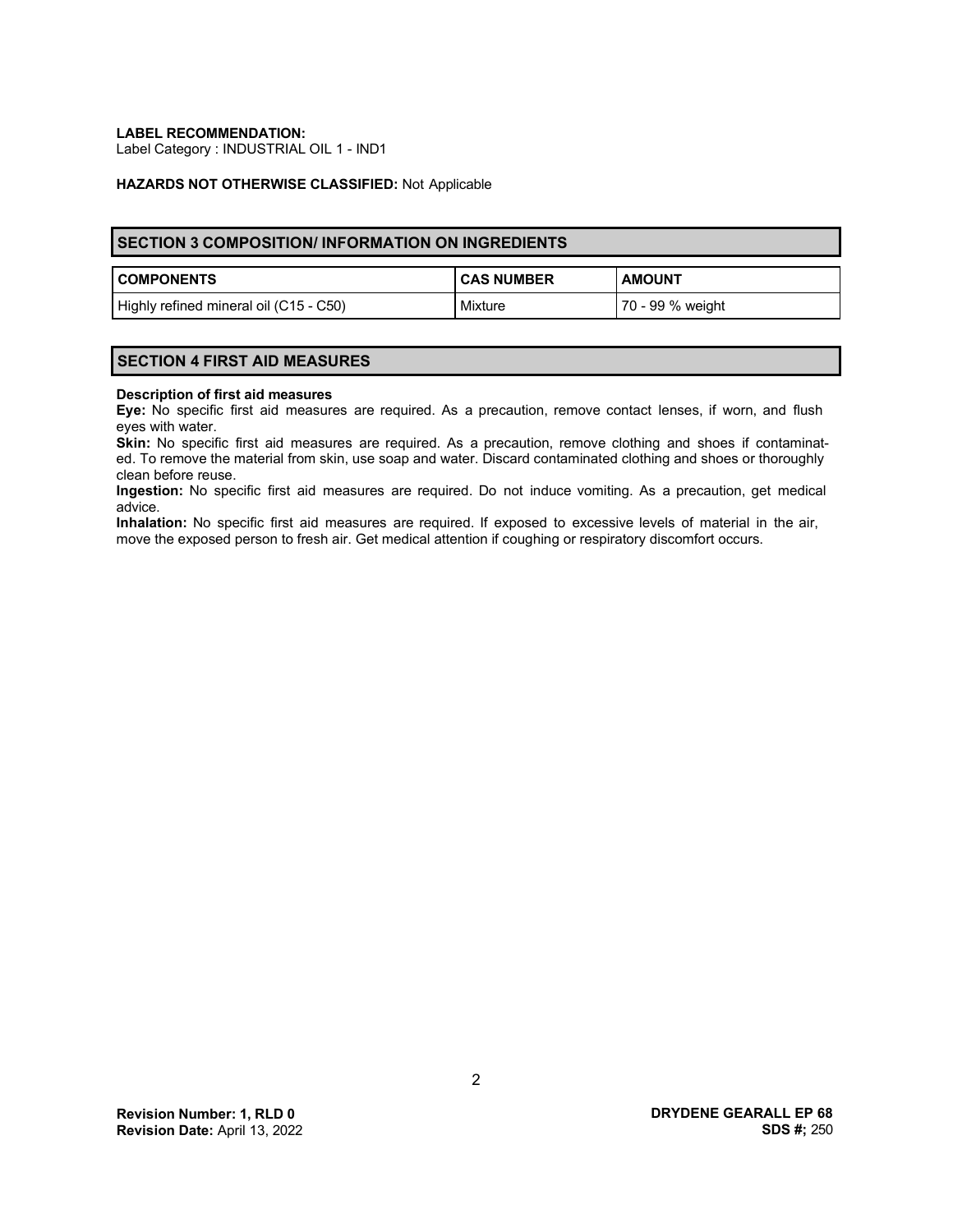**LABEL RECOMMENDATION:**
Label Category : INDUSTRIAL OIL 1 - IND1

**HAZARDS NOT OTHERWISE CLASSIFIED:** Not Applicable

## SECTION 3 COMPOSITION/ INFORMATION ON INGREDIENTS

| COMPONENTS | CAS NUMBER | AMOUNT |
|---|---|---|
| Highly refined mineral oil (C15 - C50) | Mixture | 70 - 99 % weight |

## SECTION 4 FIRST AID MEASURES

**Description of first aid measures**

**Eye:** No specific first aid measures are required. As a precaution, remove contact lenses, if worn, and flush eyes with water.

**Skin:** No specific first aid measures are required. As a precaution, remove clothing and shoes if contaminated. To remove the material from skin, use soap and water. Discard contaminated clothing and shoes or thoroughly clean before reuse.

**Ingestion:** No specific first aid measures are required. Do not induce vomiting. As a precaution, get medical advice.

**Inhalation:** No specific first aid measures are required. If exposed to excessive levels of material in the air, move the exposed person to fresh air. Get medical attention if coughing or respiratory discomfort occurs.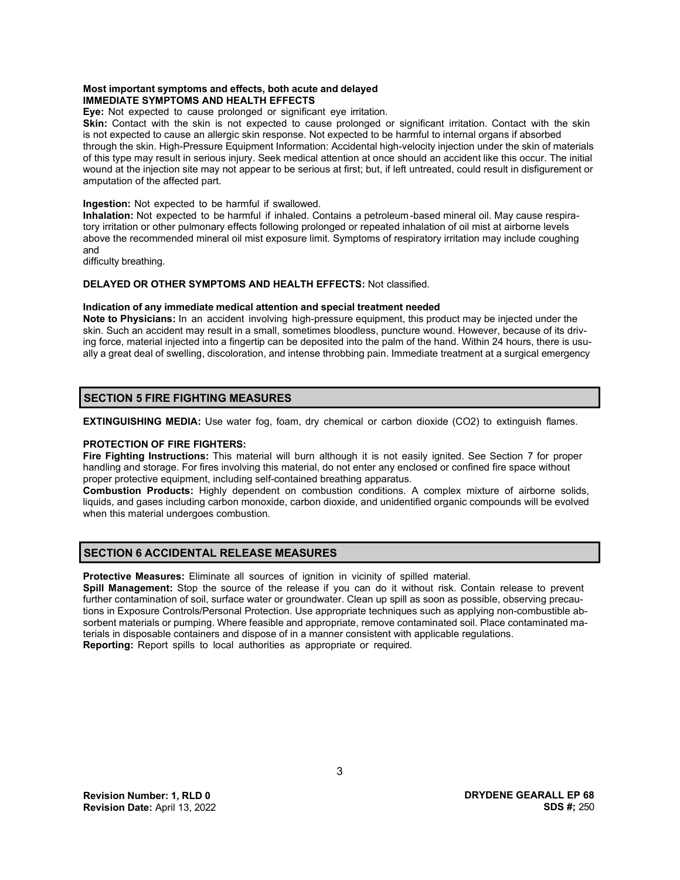**Most important symptoms and effects, both acute and delayed**
**IMMEDIATE SYMPTOMS AND HEALTH EFFECTS**

**Eye:** Not expected to cause prolonged or significant eye irritation.

**Skin:** Contact with the skin is not expected to cause prolonged or significant irritation. Contact with the skin is not expected to cause an allergic skin response. Not expected to be harmful to internal organs if absorbed through the skin. High-Pressure Equipment Information: Accidental high-velocity injection under the skin of materials of this type may result in serious injury. Seek medical attention at once should an accident like this occur. The initial wound at the injection site may not appear to be serious at first; but, if left untreated, could result in disfigurement or amputation of the affected part.

**Ingestion:** Not expected to be harmful if swallowed.

**Inhalation:** Not expected to be harmful if inhaled. Contains a petroleum-based mineral oil. May cause respiratory irritation or other pulmonary effects following prolonged or repeated inhalation of oil mist at airborne levels above the recommended mineral oil mist exposure limit. Symptoms of respiratory irritation may include coughing and
difficulty breathing.

**DELAYED OR OTHER SYMPTOMS AND HEALTH EFFECTS:** Not classified.

**Indication of any immediate medical attention and special treatment needed**

**Note to Physicians:** In an accident involving high-pressure equipment, this product may be injected under the skin. Such an accident may result in a small, sometimes bloodless, puncture wound. However, because of its driving force, material injected into a fingertip can be deposited into the palm of the hand. Within 24 hours, there is usually a great deal of swelling, discoloration, and intense throbbing pain. Immediate treatment at a surgical emergency

## SECTION 5 FIRE FIGHTING MEASURES

**EXTINGUISHING MEDIA:** Use water fog, foam, dry chemical or carbon dioxide ($CO_2$) to extinguish flames.

**PROTECTION OF FIRE FIGHTERS:**

**Fire Fighting Instructions:** This material will burn although it is not easily ignited. See Section 7 for proper handling and storage. For fires involving this material, do not enter any enclosed or confined fire space without proper protective equipment, including self-contained breathing apparatus.

**Combustion Products:** Highly dependent on combustion conditions. A complex mixture of airborne solids, liquids, and gases including carbon monoxide, carbon dioxide, and unidentified organic compounds will be evolved when this material undergoes combustion.

## SECTION 6 ACCIDENTAL RELEASE MEASURES

**Protective Measures:** Eliminate all sources of ignition in vicinity of spilled material.

**Spill Management:** Stop the source of the release if you can do it without risk. Contain release to prevent further contamination of soil, surface water or groundwater. Clean up spill as soon as possible, observing precautions in Exposure Controls/Personal Protection. Use appropriate techniques such as applying non-combustible absorbent materials or pumping. Where feasible and appropriate, remove contaminated soil. Place contaminated materials in disposable containers and dispose of in a manner consistent with applicable regulations.

**Reporting:** Report spills to local authorities as appropriate or required.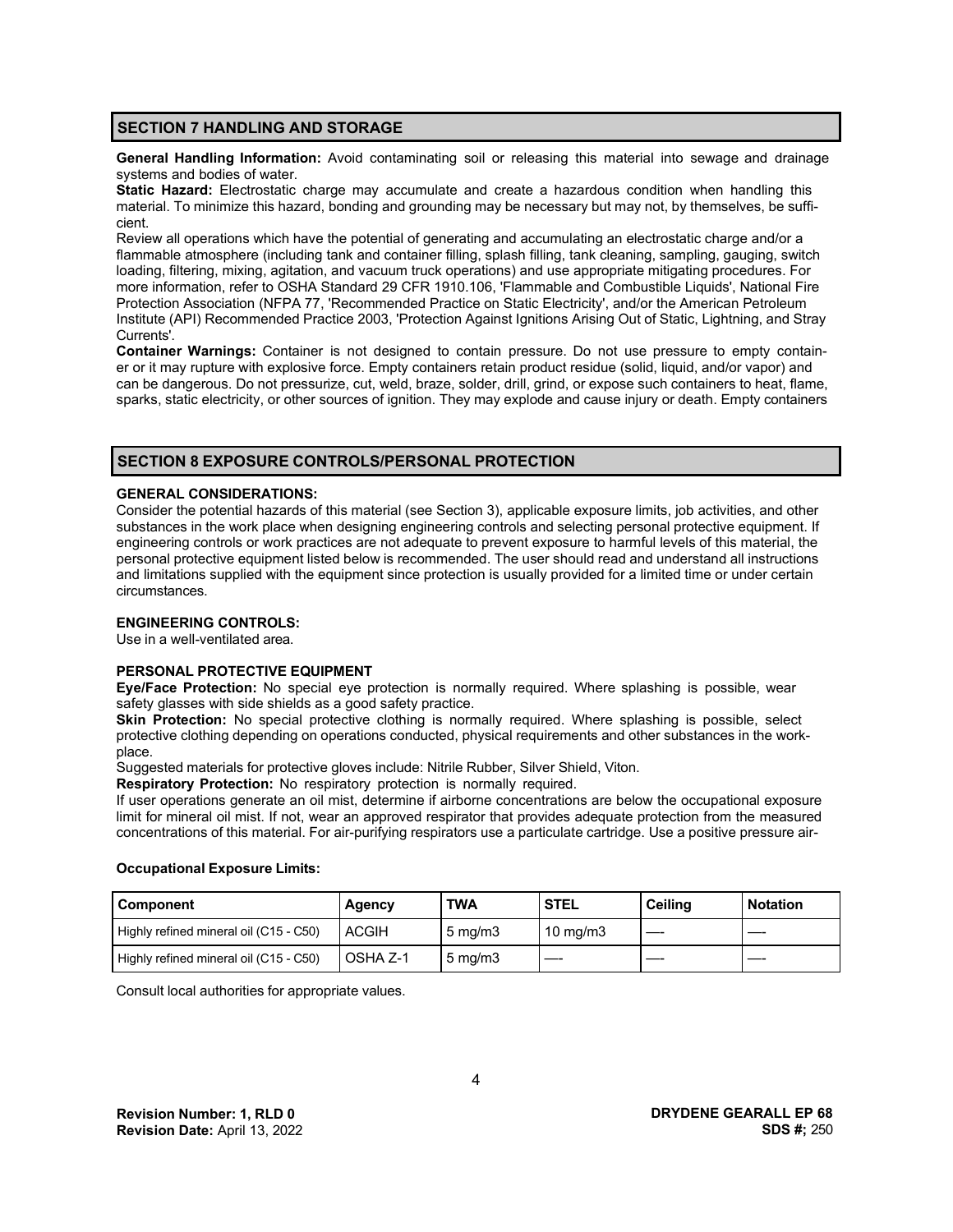## SECTION 7 HANDLING AND STORAGE

**General Handling Information:** Avoid contaminating soil or releasing this material into sewage and drainage systems and bodies of water.

**Static Hazard:** Electrostatic charge may accumulate and create a hazardous condition when handling this material. To minimize this hazard, bonding and grounding may be necessary but may not, by themselves, be sufficient.

Review all operations which have the potential of generating and accumulating an electrostatic charge and/or a flammable atmosphere (including tank and container filling, splash filling, tank cleaning, sampling, gauging, switch loading, filtering, mixing, agitation, and vacuum truck operations) and use appropriate mitigating procedures. For more information, refer to OSHA Standard 29 CFR 1910.106, 'Flammable and Combustible Liquids', National Fire Protection Association (NFPA 77, 'Recommended Practice on Static Electricity', and/or the American Petroleum Institute (API) Recommended Practice 2003, 'Protection Against Ignitions Arising Out of Static, Lightning, and Stray Currents'.

**Container Warnings:** Container is not designed to contain pressure. Do not use pressure to empty container or it may rupture with explosive force. Empty containers retain product residue (solid, liquid, and/or vapor) and can be dangerous. Do not pressurize, cut, weld, braze, solder, drill, grind, or expose such containers to heat, flame, sparks, static electricity, or other sources of ignition. They may explode and cause injury or death. Empty containers

## SECTION 8 EXPOSURE CONTROLS/PERSONAL PROTECTION

**GENERAL CONSIDERATIONS:**

Consider the potential hazards of this material (see Section 3), applicable exposure limits, job activities, and other substances in the work place when designing engineering controls and selecting personal protective equipment. If engineering controls or work practices are not adequate to prevent exposure to harmful levels of this material, the personal protective equipment listed below is recommended. The user should read and understand all instructions and limitations supplied with the equipment since protection is usually provided for a limited time or under certain circumstances.

**ENGINEERING CONTROLS:**

Use in a well-ventilated area.

**PERSONAL PROTECTIVE EQUIPMENT**

**Eye/Face Protection:** No special eye protection is normally required. Where splashing is possible, wear safety glasses with side shields as a good safety practice.

**Skin Protection:** No special protective clothing is normally required. Where splashing is possible, select protective clothing depending on operations conducted, physical requirements and other substances in the workplace.

Suggested materials for protective gloves include: Nitrile Rubber, Silver Shield, Viton.

**Respiratory Protection:** No respiratory protection is normally required.

If user operations generate an oil mist, determine if airborne concentrations are below the occupational exposure limit for mineral oil mist. If not, wear an approved respirator that provides adequate protection from the measured concentrations of this material. For air-purifying respirators use a particulate cartridge. Use a positive pressure air-

**Occupational Exposure Limits:**

| Component | Agency | TWA | STEL | Ceiling | Notation |
|---|---|---|---|---|---|
| Highly refined mineral oil (C15 - C50) | ACGIH | 5 mg/m3 | 10 mg/m3 | —- | —- |
| Highly refined mineral oil (C15 - C50) | OSHA Z-1 | 5 mg/m3 | —- | —- | —- |

Consult local authorities for appropriate values.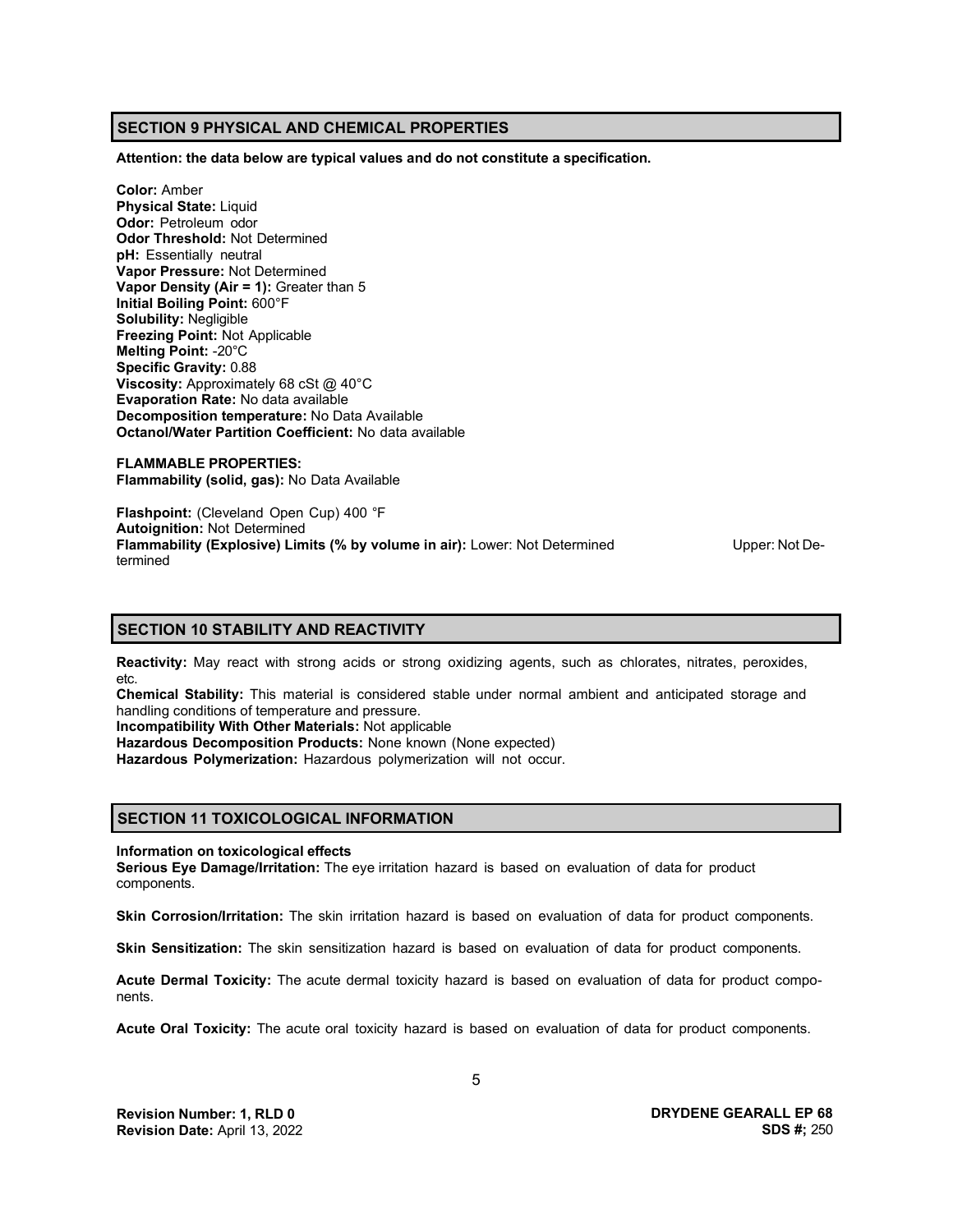## SECTION 9 PHYSICAL AND CHEMICAL PROPERTIES

**Attention: the data below are typical values and do not constitute a specification.**

**Color:** Amber
**Physical State:** Liquid
**Odor:** Petroleum odor
**Odor Threshold:** Not Determined
**pH:** Essentially neutral
**Vapor Pressure:** Not Determined
**Vapor Density (Air = 1):** Greater than 5
**Initial Boiling Point:** 600°F
**Solubility:** Negligible
**Freezing Point:** Not Applicable
**Melting Point:** -20°C
**Specific Gravity:** 0.88
**Viscosity:** Approximately 68 cSt @ 40°C
**Evaporation Rate:** No data available
**Decomposition temperature:** No Data Available
**Octanol/Water Partition Coefficient:** No data available

**FLAMMABLE PROPERTIES:**
**Flammability (solid, gas):** No Data Available

**Flashpoint:** (Cleveland Open Cup) 400 °F
**Autoignition:** Not Determined
**Flammability (Explosive) Limits (% by volume in air):** Lower: Not Determined Upper: Not Determined

## SECTION 10 STABILITY AND REACTIVITY

**Reactivity:** May react with strong acids or strong oxidizing agents, such as chlorates, nitrates, peroxides, etc.
**Chemical Stability:** This material is considered stable under normal ambient and anticipated storage and handling conditions of temperature and pressure.
**Incompatibility With Other Materials:** Not applicable
**Hazardous Decomposition Products:** None known (None expected)
**Hazardous Polymerization:** Hazardous polymerization will not occur.

## SECTION 11 TOXICOLOGICAL INFORMATION

**Information on toxicological effects**
**Serious Eye Damage/Irritation:** The eye irritation hazard is based on evaluation of data for product components.

**Skin Corrosion/Irritation:** The skin irritation hazard is based on evaluation of data for product components.

**Skin Sensitization:** The skin sensitization hazard is based on evaluation of data for product components.

**Acute Dermal Toxicity:** The acute dermal toxicity hazard is based on evaluation of data for product components.

**Acute Oral Toxicity:** The acute oral toxicity hazard is based on evaluation of data for product components.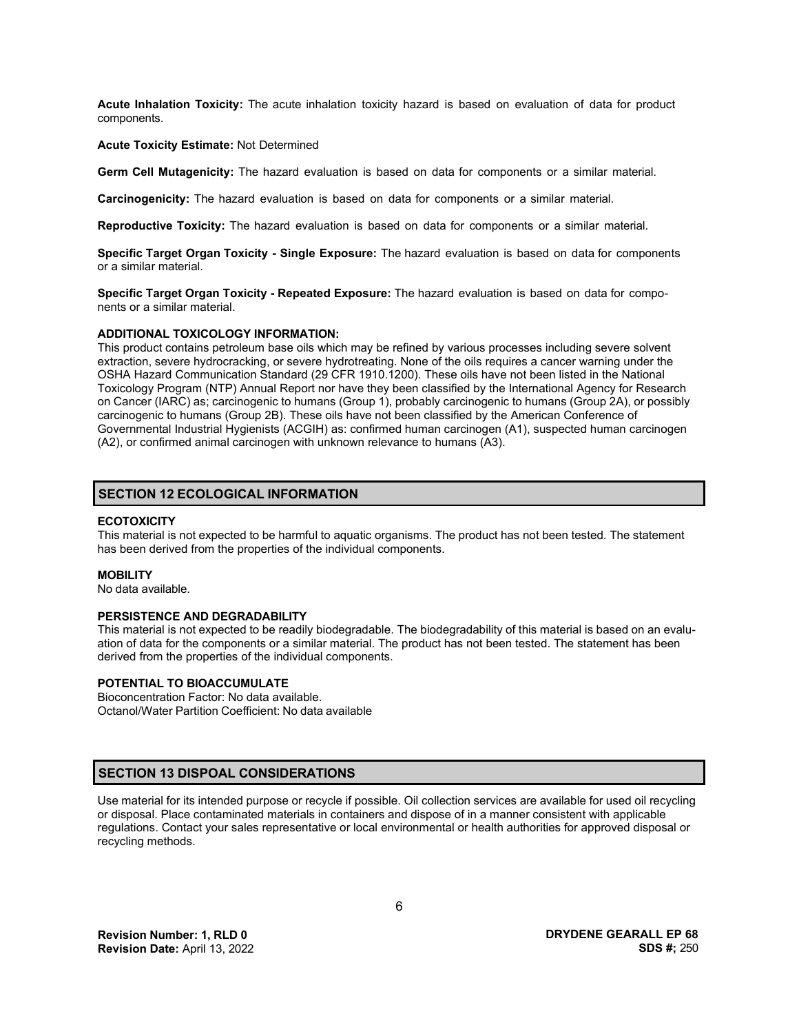**Acute Inhalation Toxicity:** The acute inhalation toxicity hazard is based on evaluation of data for product components.

**Acute Toxicity Estimate:** Not Determined

**Germ Cell Mutagenicity:** The hazard evaluation is based on data for components or a similar material.

**Carcinogenicity:** The hazard evaluation is based on data for components or a similar material.

**Reproductive Toxicity:** The hazard evaluation is based on data for components or a similar material.

**Specific Target Organ Toxicity - Single Exposure:** The hazard evaluation is based on data for components or a similar material.

**Specific Target Organ Toxicity - Repeated Exposure:** The hazard evaluation is based on data for components or a similar material.

**ADDITIONAL TOXICOLOGY INFORMATION:**

This product contains petroleum base oils which may be refined by various processes including severe solvent extraction, severe hydrocracking, or severe hydrotreating. None of the oils requires a cancer warning under the OSHA Hazard Communication Standard (29 CFR 1910.1200). These oils have not been listed in the National Toxicology Program (NTP) Annual Report nor have they been classified by the International Agency for Research on Cancer (IARC) as; carcinogenic to humans (Group 1), probably carcinogenic to humans (Group 2A), or possibly carcinogenic to humans (Group 2B). These oils have not been classified by the American Conference of Governmental Industrial Hygienists (ACGIH) as: confirmed human carcinogen (A1), suspected human carcinogen (A2), or confirmed animal carcinogen with unknown relevance to humans (A3).

## SECTION 12 ECOLOGICAL INFORMATION

**ECOTOXICITY**

This material is not expected to be harmful to aquatic organisms. The product has not been tested. The statement has been derived from the properties of the individual components.

**MOBILITY**

No data available.

**PERSISTENCE AND DEGRADABILITY**

This material is not expected to be readily biodegradable. The biodegradability of this material is based on an evaluation of data for the components or a similar material. The product has not been tested. The statement has been derived from the properties of the individual components.

**POTENTIAL TO BIOACCUMULATE**

Bioconcentration Factor: No data available.
Octanol/Water Partition Coefficient: No data available

## SECTION 13 DISPOAL CONSIDERATIONS

Use material for its intended purpose or recycle if possible. Oil collection services are available for used oil recycling or disposal. Place contaminated materials in containers and dispose of in a manner consistent with applicable regulations. Contact your sales representative or local environmental or health authorities for approved disposal or recycling methods.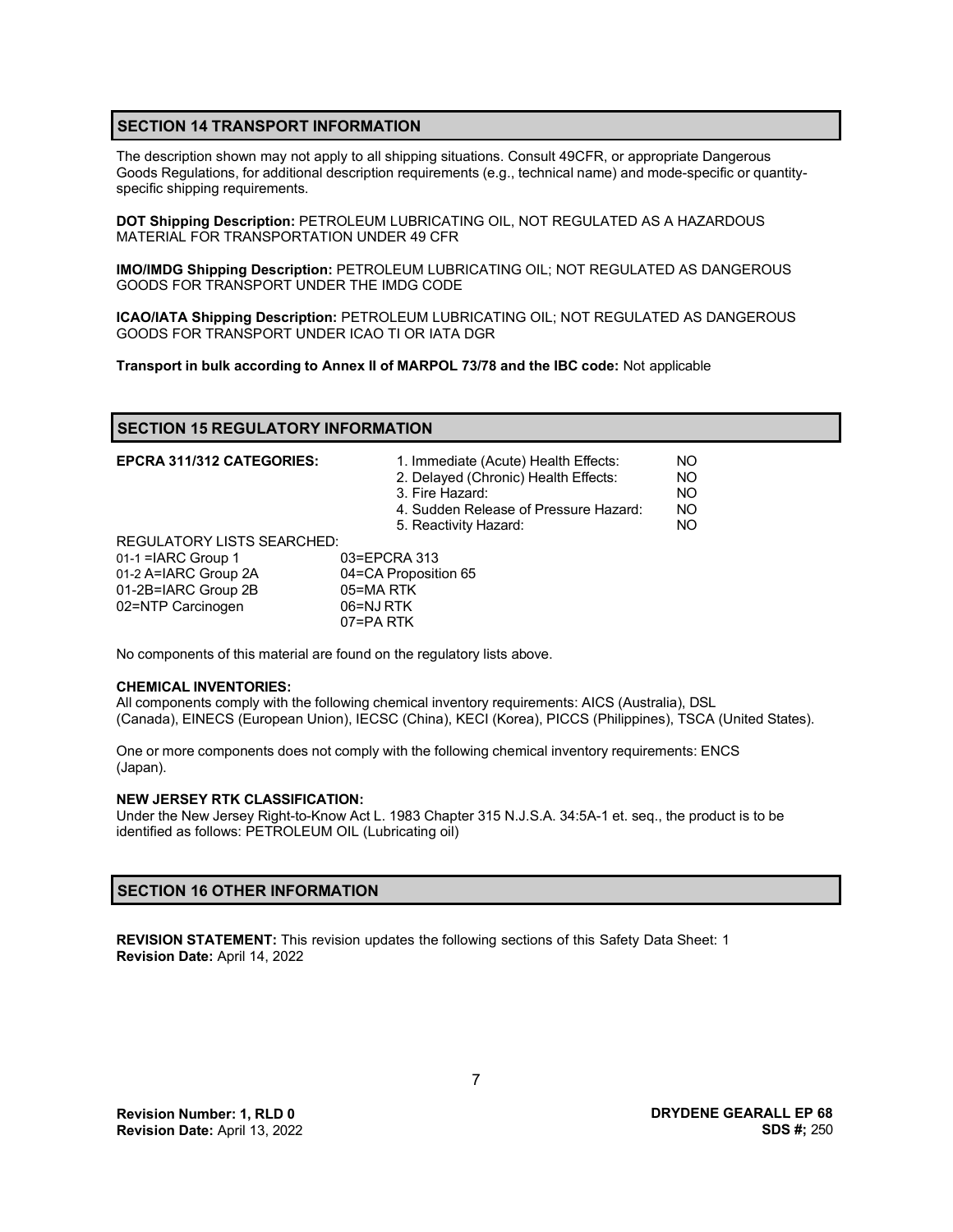## SECTION 14 TRANSPORT INFORMATION

The description shown may not apply to all shipping situations. Consult 49CFR, or appropriate Dangerous Goods Regulations, for additional description requirements (e.g., technical name) and mode-specific or quantity-specific shipping requirements.

**DOT Shipping Description:** PETROLEUM LUBRICATING OIL, NOT REGULATED AS A HAZARDOUS MATERIAL FOR TRANSPORTATION UNDER 49 CFR

**IMO/IMDG Shipping Description:** PETROLEUM LUBRICATING OIL; NOT REGULATED AS DANGEROUS GOODS FOR TRANSPORT UNDER THE IMDG CODE

**ICAO/IATA Shipping Description:** PETROLEUM LUBRICATING OIL; NOT REGULATED AS DANGEROUS GOODS FOR TRANSPORT UNDER ICAO TI OR IATA DGR

**Transport in bulk according to Annex II of MARPOL 73/78 and the IBC code:** Not applicable

## SECTION 15 REGULATORY INFORMATION

**EPCRA 311/312 CATEGORIES:**

| | |
|---|---|
| 1. Immediate (Acute) Health Effects: | NO |
| 2. Delayed (Chronic) Health Effects: | NO |
| 3. Fire Hazard: | NO |
| 4. Sudden Release of Pressure Hazard: | NO |
| 5. Reactivity Hazard: | NO |

REGULATORY LISTS SEARCHED:

| | |
|---|---|
| 01-1 =IARC Group 1 | 03=EPCRA 313 |
| 01-2 A=IARC Group 2A | 04=CA Proposition 65 |
| 01-2B=IARC Group 2B | 05=MA RTK |
| 02=NTP Carcinogen | 06=NJ RTK |
| | 07=PA RTK |

No components of this material are found on the regulatory lists above.

**CHEMICAL INVENTORIES:**

All components comply with the following chemical inventory requirements: AICS (Australia), DSL (Canada), EINECS (European Union), IECSC (China), KECI (Korea), PICCS (Philippines), TSCA (United States).

One or more components does not comply with the following chemical inventory requirements: ENCS (Japan).

**NEW JERSEY RTK CLASSIFICATION:**

Under the New Jersey Right-to-Know Act L. 1983 Chapter 315 N.J.S.A. 34:5A-1 et. seq., the product is to be identified as follows: PETROLEUM OIL (Lubricating oil)

## SECTION 16 OTHER INFORMATION

**REVISION STATEMENT:** This revision updates the following sections of this Safety Data Sheet: 1
**Revision Date:** April 14, 2022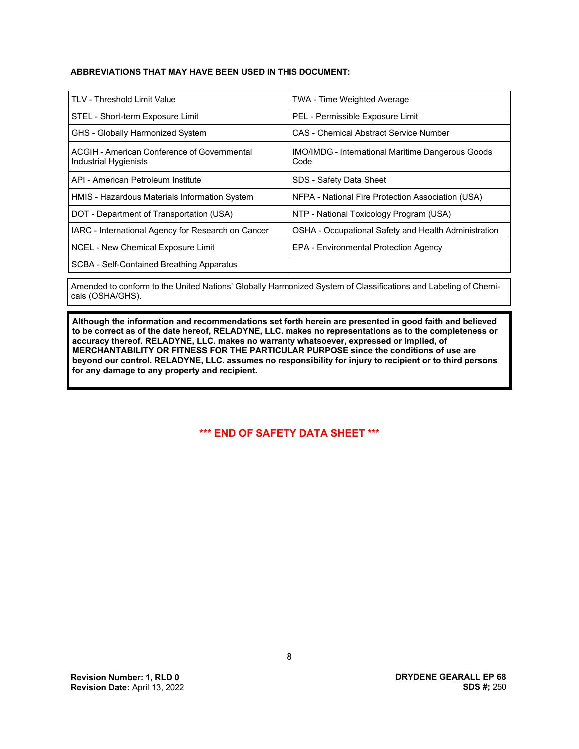**ABBREVIATIONS THAT MAY HAVE BEEN USED IN THIS DOCUMENT:**

| | |
|---|---|
| TLV - Threshold Limit Value | TWA - Time Weighted Average |
| STEL - Short-term Exposure Limit | PEL - Permissible Exposure Limit |
| GHS - Globally Harmonized System | CAS - Chemical Abstract Service Number |
| ACGIH - American Conference of Governmental Industrial Hygienists | IMO/IMDG - International Maritime Dangerous Goods Code |
| API - American Petroleum Institute | SDS - Safety Data Sheet |
| HMIS - Hazardous Materials Information System | NFPA - National Fire Protection Association (USA) |
| DOT - Department of Transportation (USA) | NTP - National Toxicology Program (USA) |
| IARC - International Agency for Research on Cancer | OSHA - Occupational Safety and Health Administration |
| NCEL - New Chemical Exposure Limit | EPA - Environmental Protection Agency |
| SCBA - Self-Contained Breathing Apparatus | |

Amended to conform to the United Nations' Globally Harmonized System of Classifications and Labeling of Chemicals (OSHA/GHS).

**Although the information and recommendations set forth herein are presented in good faith and believed to be correct as of the date hereof, RELADYNE, LLC. makes no representations as to the completeness or accuracy thereof. RELADYNE, LLC. makes no warranty whatsoever, expressed or implied, of MERCHANTABILITY OR FITNESS FOR THE PARTICULAR PURPOSE since the conditions of use are beyond our control. RELADYNE, LLC. assumes no responsibility for injury to recipient or to third persons for any damage to any property and recipient.**

**\*\*\* END OF SAFETY DATA SHEET \*\*\***